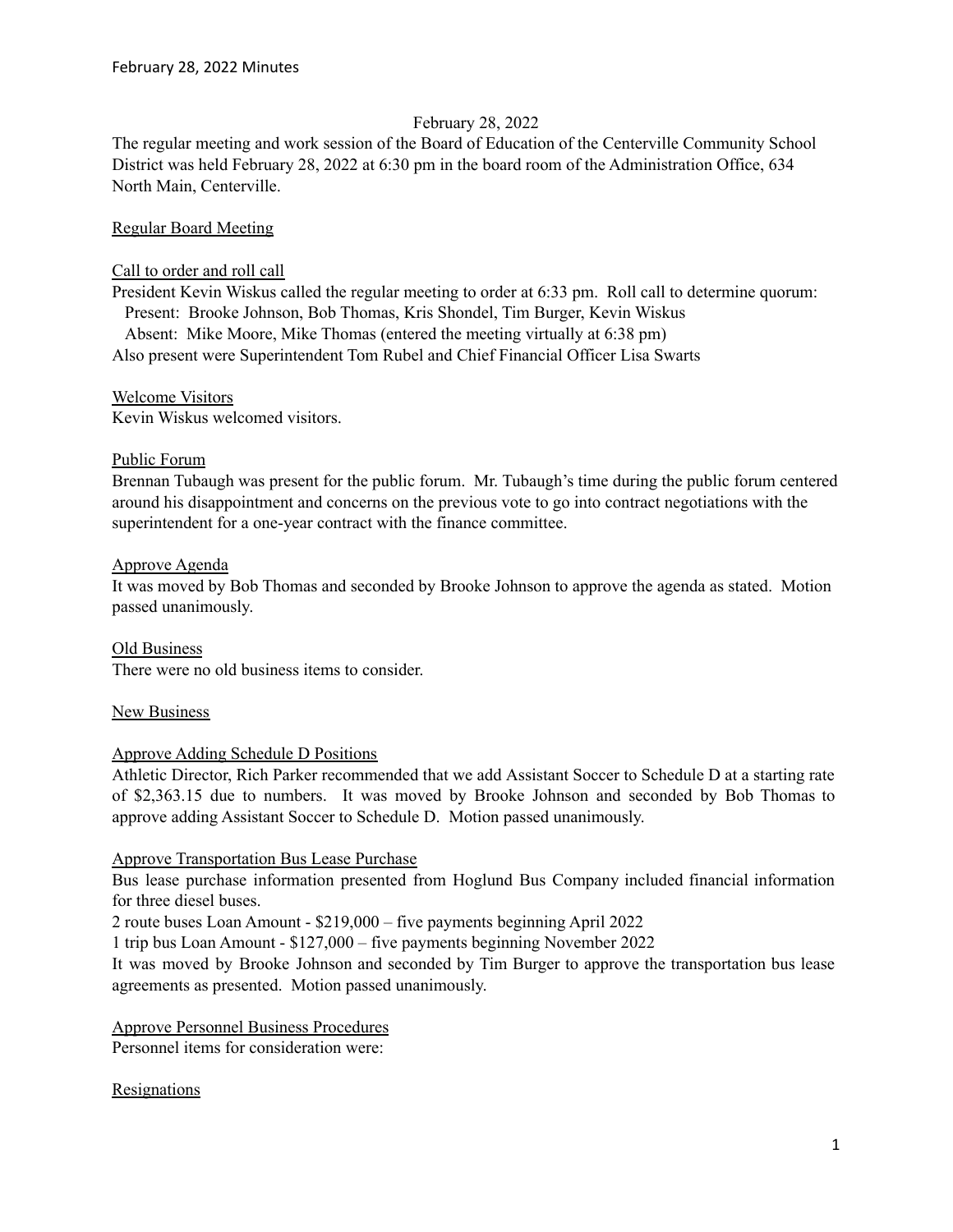February 28, 2022

The regular meeting and work session of the Board of Education of the Centerville Community School District was held February 28, 2022 at 6:30 pm in the board room of the Administration Office, 634 North Main, Centerville.

Regular Board Meeting

Call to order and roll call

President Kevin Wiskus called the regular meeting to order at 6:33 pm. Roll call to determine quorum:

Present: Brooke Johnson, Bob Thomas, Kris Shondel, Tim Burger, Kevin Wiskus

Absent: Mike Moore, Mike Thomas (entered the meeting virtually at 6:38 pm)

Also present were Superintendent Tom Rubel and Chief Financial Officer Lisa Swarts

Welcome Visitors

Kevin Wiskus welcomed visitors.

Public Forum

Brennan Tubaugh was present for the public forum. Mr. Tubaugh's time during the public forum centered around his disappointment and concerns on the previous vote to go into contract negotiations with the superintendent for a one-year contract with the finance committee.

Approve Agenda

It was moved by Bob Thomas and seconded by Brooke Johnson to approve the agenda as stated. Motion passed unanimously.

Old Business

There were no old business items to consider.

New Business

Approve Adding Schedule D Positions

Athletic Director, Rich Parker recommended that we add Assistant Soccer to Schedule D at a starting rate of $2,363.15 due to numbers. It was moved by Brooke Johnson and seconded by Bob Thomas to approve adding Assistant Soccer to Schedule D. Motion passed unanimously.

Approve Transportation Bus Lease Purchase

Bus lease purchase information presented from Hoglund Bus Company included financial information for three diesel buses.

2 route buses Loan Amount - $219,000 – five payments beginning April 2022

1 trip bus Loan Amount - $127,000 – five payments beginning November 2022

It was moved by Brooke Johnson and seconded by Tim Burger to approve the transportation bus lease agreements as presented. Motion passed unanimously.

Approve Personnel Business Procedures

Personnel items for consideration were:

Resignations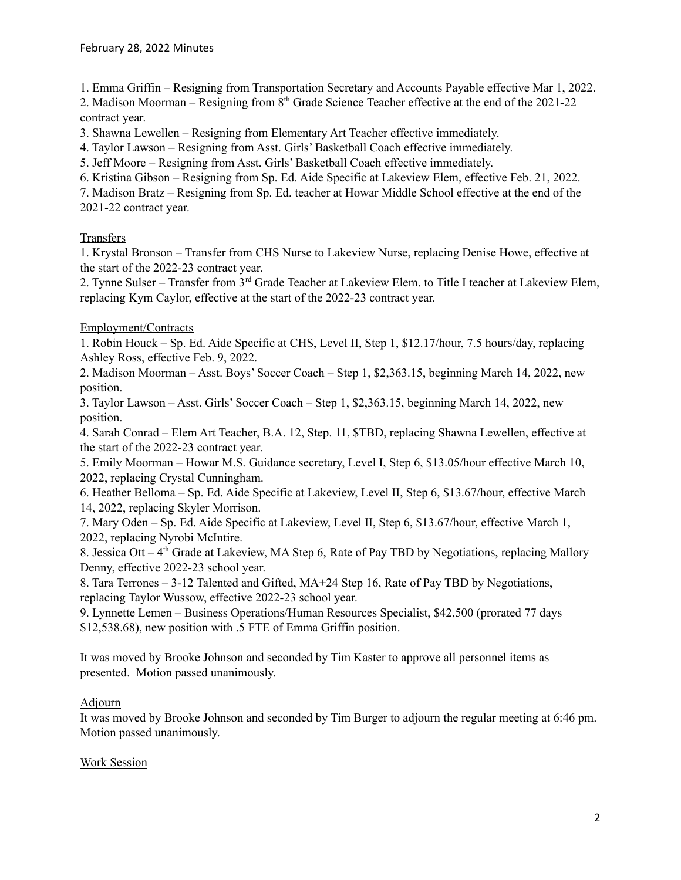1. Emma Griffin – Resigning from Transportation Secretary and Accounts Payable effective Mar 1, 2022.
2. Madison Moorman – Resigning from 8th Grade Science Teacher effective at the end of the 2021-22 contract year.
3. Shawna Lewellen – Resigning from Elementary Art Teacher effective immediately.
4. Taylor Lawson – Resigning from Asst. Girls' Basketball Coach effective immediately.
5. Jeff Moore – Resigning from Asst. Girls' Basketball Coach effective immediately.
6. Kristina Gibson – Resigning from Sp. Ed. Aide Specific at Lakeview Elem, effective Feb. 21, 2022.
7. Madison Bratz – Resigning from Sp. Ed. teacher at Howar Middle School effective at the end of the 2021-22 contract year.

Transfers

1. Krystal Bronson – Transfer from CHS Nurse to Lakeview Nurse, replacing Denise Howe, effective at the start of the 2022-23 contract year.
2. Tynne Sulser – Transfer from 3rd Grade Teacher at Lakeview Elem. to Title I teacher at Lakeview Elem, replacing Kym Caylor, effective at the start of the 2022-23 contract year.

Employment/Contracts

1. Robin Houck – Sp. Ed. Aide Specific at CHS, Level II, Step 1, $12.17/hour, 7.5 hours/day, replacing Ashley Ross, effective Feb. 9, 2022.
2. Madison Moorman – Asst. Boys' Soccer Coach – Step 1, $2,363.15, beginning March 14, 2022, new position.
3. Taylor Lawson – Asst. Girls' Soccer Coach – Step 1, $2,363.15, beginning March 14, 2022, new position.
4. Sarah Conrad – Elem Art Teacher, B.A. 12, Step. 11, $TBD, replacing Shawna Lewellen, effective at the start of the 2022-23 contract year.
5. Emily Moorman – Howar M.S. Guidance secretary, Level I, Step 6, $13.05/hour effective March 10, 2022, replacing Crystal Cunningham.
6. Heather Belloma – Sp. Ed. Aide Specific at Lakeview, Level II, Step 6, $13.67/hour, effective March 14, 2022, replacing Skyler Morrison.
7. Mary Oden – Sp. Ed. Aide Specific at Lakeview, Level II, Step 6, $13.67/hour, effective March 1, 2022, replacing Nyrobi McIntire.
8. Jessica Ott – 4th Grade at Lakeview, MA Step 6, Rate of Pay TBD by Negotiations, replacing Mallory Denny, effective 2022-23 school year.
8. Tara Terrones – 3-12 Talented and Gifted, MA+24 Step 16, Rate of Pay TBD by Negotiations, replacing Taylor Wussow, effective 2022-23 school year.
9. Lynnette Lemen – Business Operations/Human Resources Specialist, $42,500 (prorated 77 days $12,538.68), new position with .5 FTE of Emma Griffin position.

It was moved by Brooke Johnson and seconded by Tim Kaster to approve all personnel items as presented. Motion passed unanimously.

Adjourn

It was moved by Brooke Johnson and seconded by Tim Burger to adjourn the regular meeting at 6:46 pm. Motion passed unanimously.

Work Session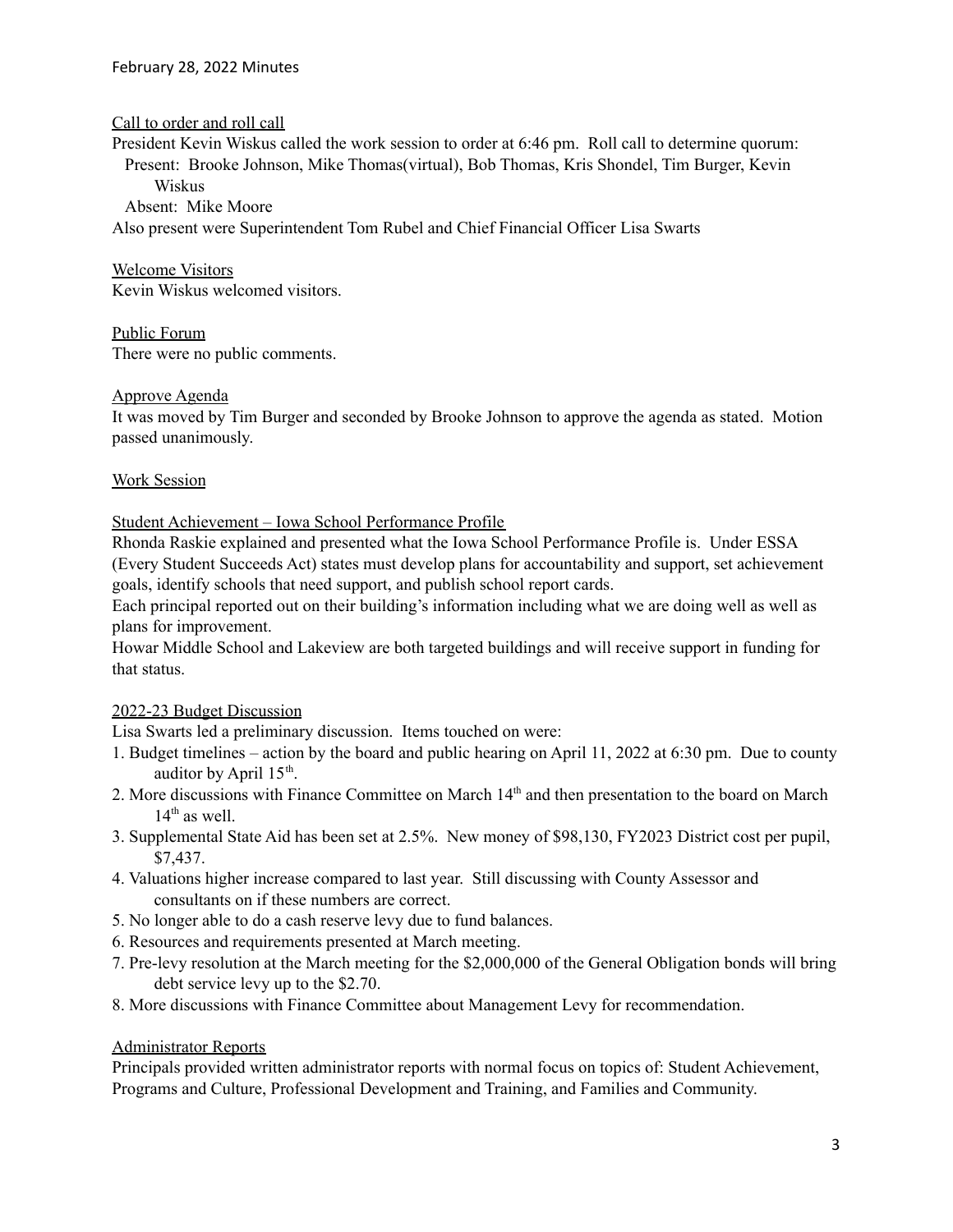February 28, 2022 Minutes

Call to order and roll call

President Kevin Wiskus called the work session to order at 6:46 pm. Roll call to determine quorum:

Present: Brooke Johnson, Mike Thomas(virtual), Bob Thomas, Kris Shondel, Tim Burger, Kevin Wiskus

Absent: Mike Moore

Also present were Superintendent Tom Rubel and Chief Financial Officer Lisa Swarts

Welcome Visitors

Kevin Wiskus welcomed visitors.

Public Forum

There were no public comments.

Approve Agenda

It was moved by Tim Burger and seconded by Brooke Johnson to approve the agenda as stated. Motion passed unanimously.

Work Session

Student Achievement – Iowa School Performance Profile

Rhonda Raskie explained and presented what the Iowa School Performance Profile is. Under ESSA (Every Student Succeeds Act) states must develop plans for accountability and support, set achievement goals, identify schools that need support, and publish school report cards.

Each principal reported out on their building's information including what we are doing well as well as plans for improvement.

Howar Middle School and Lakeview are both targeted buildings and will receive support in funding for that status.

2022-23 Budget Discussion

Lisa Swarts led a preliminary discussion. Items touched on were:

1. Budget timelines – action by the board and public hearing on April 11, 2022 at 6:30 pm. Due to county auditor by April 15th.
2. More discussions with Finance Committee on March 14th and then presentation to the board on March 14th as well.
3. Supplemental State Aid has been set at 2.5%. New money of $98,130, FY2023 District cost per pupil, $7,437.
4. Valuations higher increase compared to last year. Still discussing with County Assessor and consultants on if these numbers are correct.
5. No longer able to do a cash reserve levy due to fund balances.
6. Resources and requirements presented at March meeting.
7. Pre-levy resolution at the March meeting for the $2,000,000 of the General Obligation bonds will bring debt service levy up to the $2.70.
8. More discussions with Finance Committee about Management Levy for recommendation.

Administrator Reports

Principals provided written administrator reports with normal focus on topics of: Student Achievement, Programs and Culture, Professional Development and Training, and Families and Community.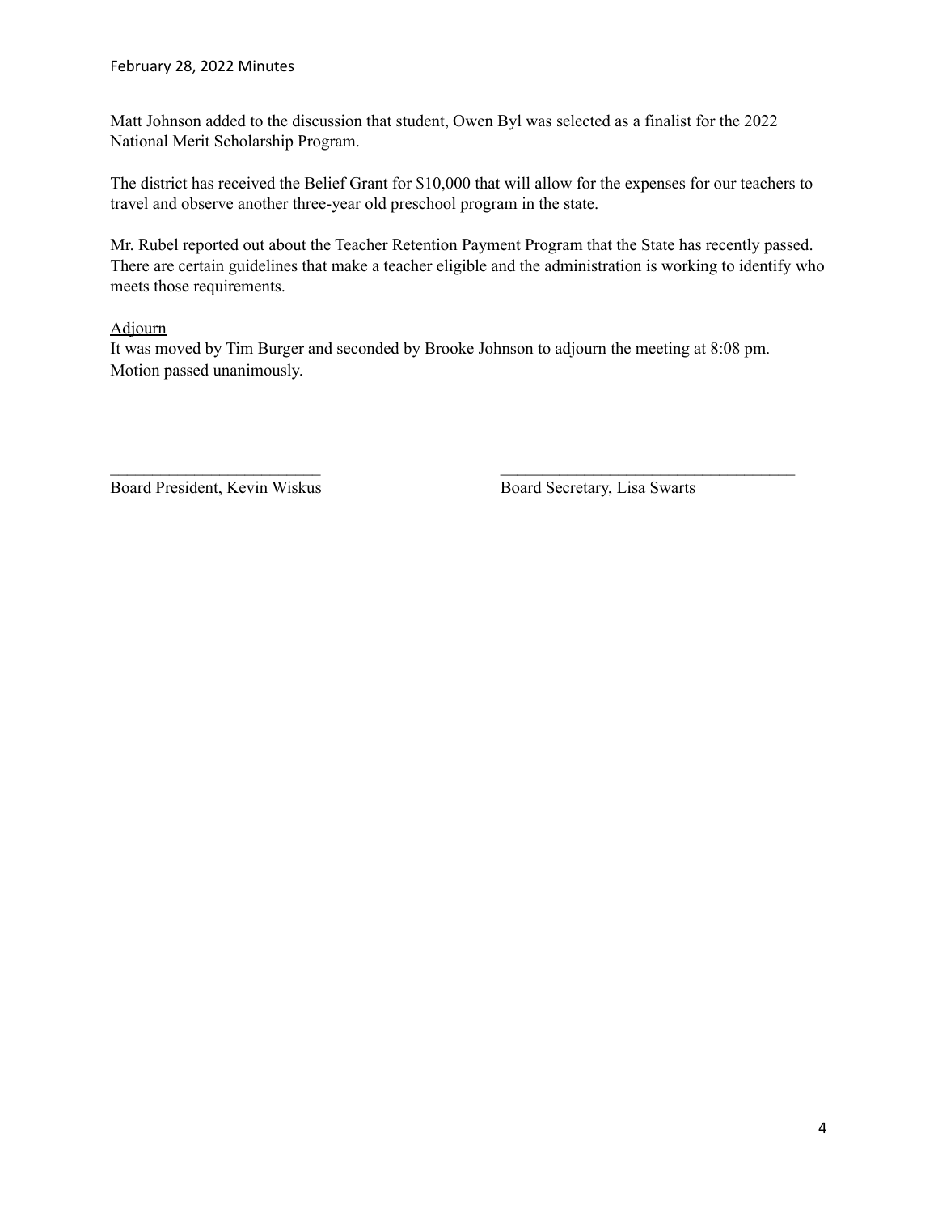Matt Johnson added to the discussion that student, Owen Byl was selected as a finalist for the 2022 National Merit Scholarship Program.

The district has received the Belief Grant for $10,000 that will allow for the expenses for our teachers to travel and observe another three-year old preschool program in the state.

Mr. Rubel reported out about the Teacher Retention Payment Program that the State has recently passed. There are certain guidelines that make a teacher eligible and the administration is working to identify who meets those requirements.

<u>Adjourn</u>

It was moved by Tim Burger and seconded by Brooke Johnson to adjourn the meeting at 8:08 pm. Motion passed unanimously.

_________________________ Board President, Kevin Wiskus

___________________________________ Board Secretary, Lisa Swarts